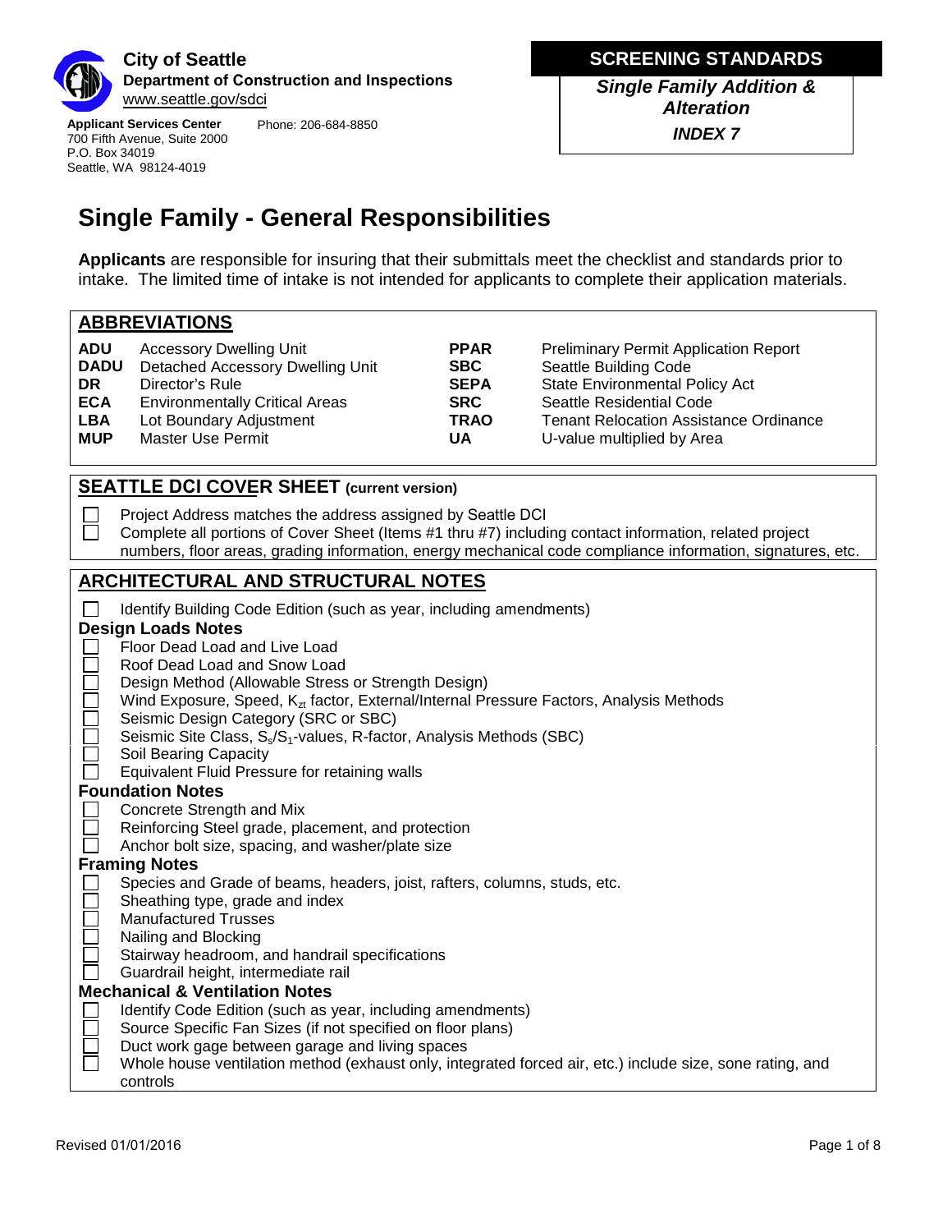**City of Seattle**
**Department of Construction and Inspections**
www.seattle.gov/sdci

**Applicant Services Center** Phone: 206-684-8850
700 Fifth Avenue, Suite 2000
P.O. Box 34019
Seattle, WA 98124-4019

**SCREENING STANDARDS**

***Single Family Addition & Alteration***

***INDEX 7***

# Single Family - General Responsibilities

**Applicants** are responsible for insuring that their submittals meet the checklist and standards prior to intake. The limited time of intake is not intended for applicants to complete their application materials.

## ABBREVIATIONS

| | | | |
|---|---|---|---|
| **ADU** | Accessory Dwelling Unit | **PPAR** | Preliminary Permit Application Report |
| **DADU** | Detached Accessory Dwelling Unit | **SBC** | Seattle Building Code |
| **DR** | Director's Rule | **SEPA** | State Environmental Policy Act |
| **ECA** | Environmentally Critical Areas | **SRC** | Seattle Residential Code |
| **LBA** | Lot Boundary Adjustment | **TRAO** | Tenant Relocation Assistance Ordinance |
| **MUP** | Master Use Permit | **UA** | U-value multiplied by Area |

## SEATTLE DCI COVER SHEET (current version)

- [ ] Project Address matches the address assigned by Seattle DCI
- [ ] Complete all portions of Cover Sheet (Items #1 thru #7) including contact information, related project numbers, floor areas, grading information, energy mechanical code compliance information, signatures, etc.

## ARCHITECTURAL AND STRUCTURAL NOTES

- [ ] Identify Building Code Edition (such as year, including amendments)

### Design Loads Notes

- [ ] Floor Dead Load and Live Load
- [ ] Roof Dead Load and Snow Load
- [ ] Design Method (Allowable Stress or Strength Design)
- [ ] Wind Exposure, Speed, $K_{zt}$ factor, External/Internal Pressure Factors, Analysis Methods
- [ ] Seismic Design Category (SRC or SBC)
- [ ] Seismic Site Class, $S_s$/$S_1$-values, R-factor, Analysis Methods (SBC)
- [ ] Soil Bearing Capacity
- [ ] Equivalent Fluid Pressure for retaining walls

### Foundation Notes

- [ ] Concrete Strength and Mix
- [ ] Reinforcing Steel grade, placement, and protection
- [ ] Anchor bolt size, spacing, and washer/plate size

### Framing Notes

- [ ] Species and Grade of beams, headers, joist, rafters, columns, studs, etc.
- [ ] Sheathing type, grade and index
- [ ] Manufactured Trusses
- [ ] Nailing and Blocking
- [ ] Stairway headroom, and handrail specifications
- [ ] Guardrail height, intermediate rail

### Mechanical & Ventilation Notes

- [ ] Identify Code Edition (such as year, including amendments)
- [ ] Source Specific Fan Sizes (if not specified on floor plans)
- [ ] Duct work gage between garage and living spaces
- [ ] Whole house ventilation method (exhaust only, integrated forced air, etc.) include size, sone rating, and controls

Revised 01/01/2016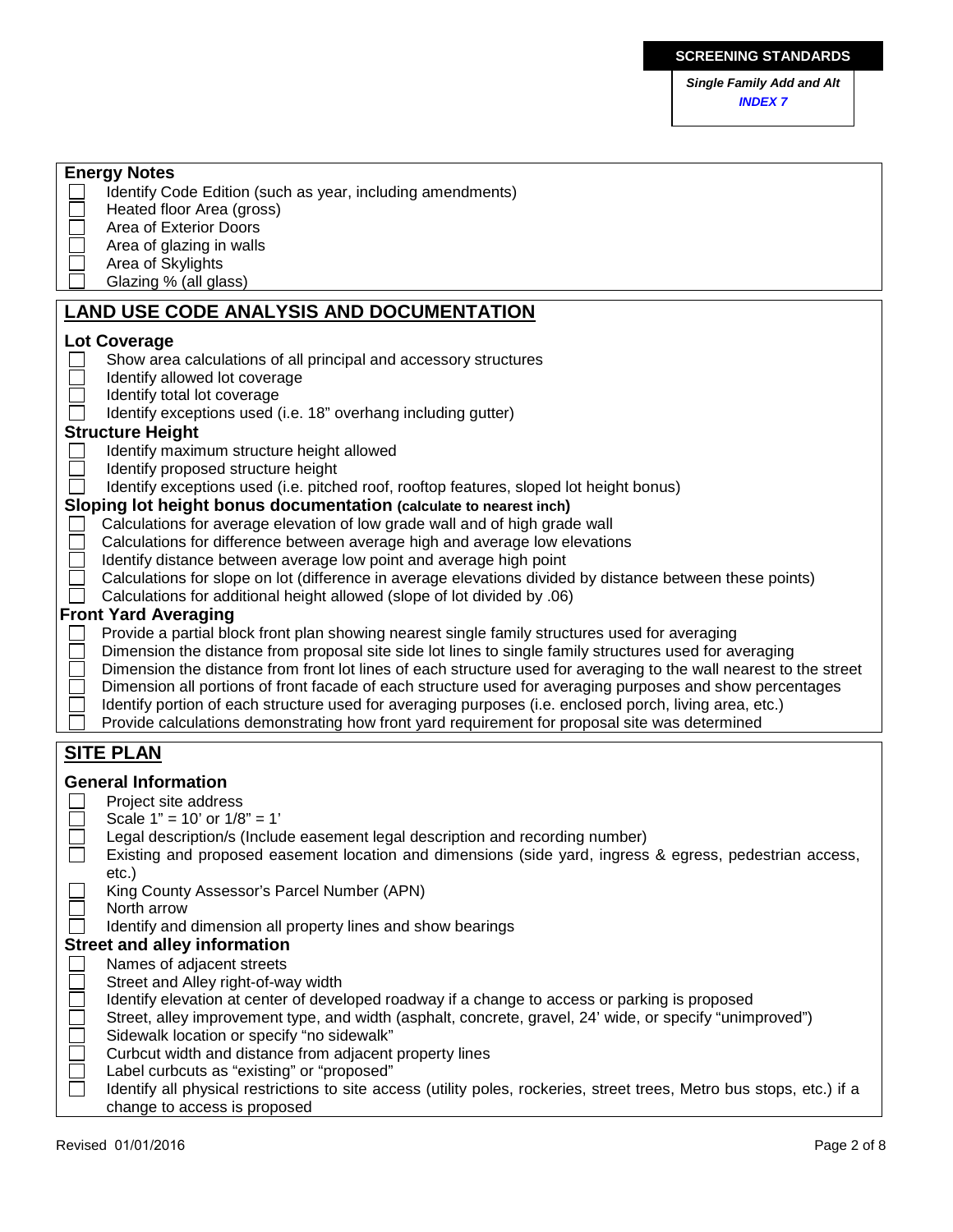**SCREENING STANDARDS**

*Single Family Add and Alt*
*INDEX 7*

### Energy Notes

- [ ] Identify Code Edition (such as year, including amendments)
- [ ] Heated floor Area (gross)
- [ ] Area of Exterior Doors
- [ ] Area of glazing in walls
- [ ] Area of Skylights
- [ ] Glazing % (all glass)

## LAND USE CODE ANALYSIS AND DOCUMENTATION

### Lot Coverage

- [ ] Show area calculations of all principal and accessory structures
- [ ] Identify allowed lot coverage
- [ ] Identify total lot coverage
- [ ] Identify exceptions used (i.e. 18" overhang including gutter)

### Structure Height

- [ ] Identify maximum structure height allowed
- [ ] Identify proposed structure height
- [ ] Identify exceptions used (i.e. pitched roof, rooftop features, sloped lot height bonus)

### Sloping lot height bonus documentation (calculate to nearest inch)

- [ ] Calculations for average elevation of low grade wall and of high grade wall
- [ ] Calculations for difference between average high and average low elevations
- [ ] Identify distance between average low point and average high point
- [ ] Calculations for slope on lot (difference in average elevations divided by distance between these points)
- [ ] Calculations for additional height allowed (slope of lot divided by .06)

### Front Yard Averaging

- [ ] Provide a partial block front plan showing nearest single family structures used for averaging
- [ ] Dimension the distance from proposal site side lot lines to single family structures used for averaging
- [ ] Dimension the distance from front lot lines of each structure used for averaging to the wall nearest to the street
- [ ] Dimension all portions of front facade of each structure used for averaging purposes and show percentages
- [ ] Identify portion of each structure used for averaging purposes (i.e. enclosed porch, living area, etc.)
- [ ] Provide calculations demonstrating how front yard requirement for proposal site was determined

## SITE PLAN

### General Information

- [ ] Project site address
- [ ] Scale 1" = 10' or 1/8" = 1'
- [ ] Legal description/s (Include easement legal description and recording number)
- [ ] Existing and proposed easement location and dimensions (side yard, ingress & egress, pedestrian access, etc.)
- [ ] King County Assessor's Parcel Number (APN)
- [ ] North arrow
- [ ] Identify and dimension all property lines and show bearings

### Street and alley information

- [ ] Names of adjacent streets
- [ ] Street and Alley right-of-way width
- [ ] Identify elevation at center of developed roadway if a change to access or parking is proposed
- [ ] Street, alley improvement type, and width (asphalt, concrete, gravel, 24' wide, or specify "unimproved")
- [ ] Sidewalk location or specify "no sidewalk"
- [ ] Curbcut width and distance from adjacent property lines
- [ ] Label curbcuts as "existing" or "proposed"
- [ ] Identify all physical restrictions to site access (utility poles, rockeries, street trees, Metro bus stops, etc.) if a change to access is proposed

Revised 01/01/2016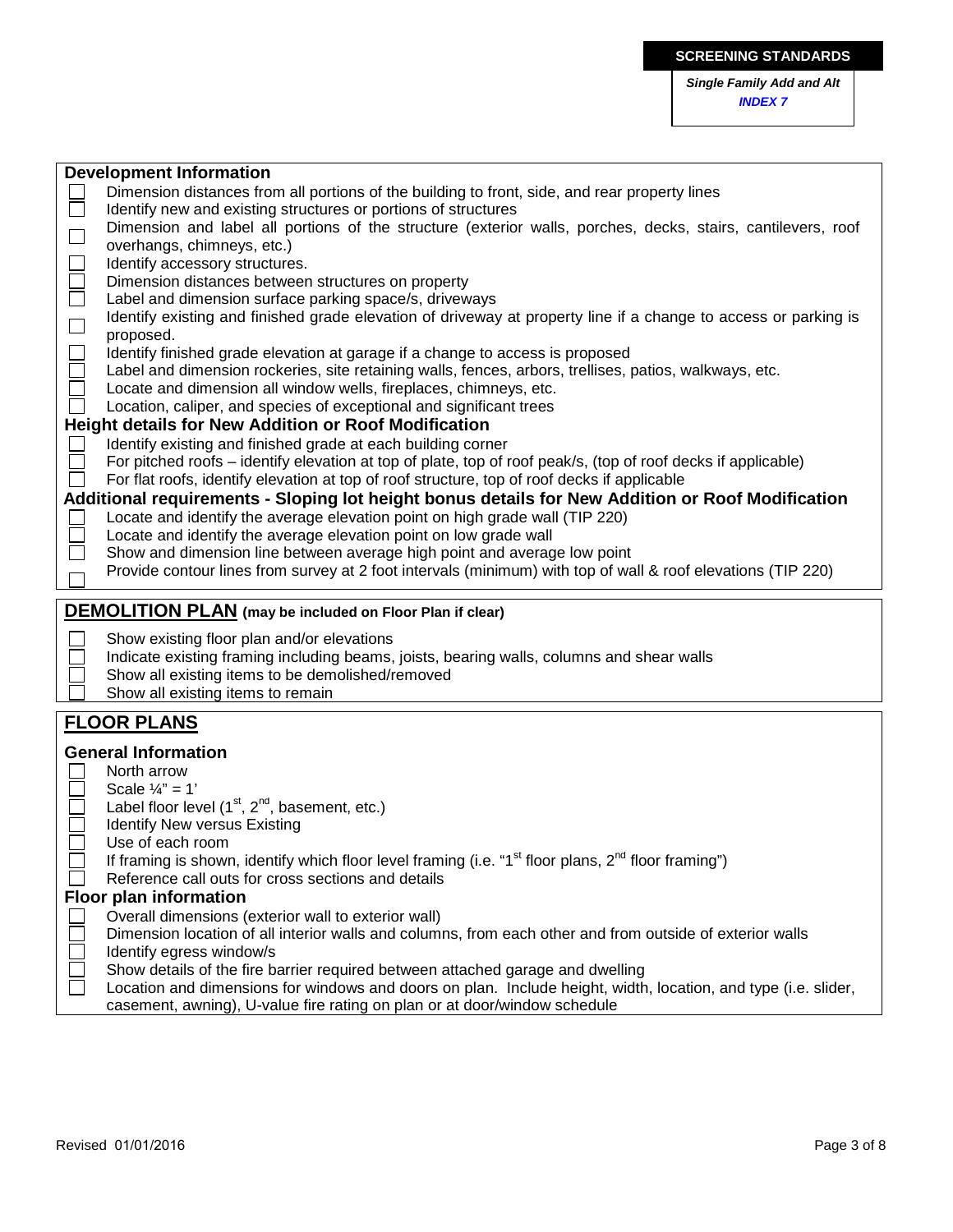**SCREENING STANDARDS**

***Single Family Add and Alt***
***INDEX 7***

### Development Information

- [ ] Dimension distances from all portions of the building to front, side, and rear property lines
- [ ] Identify new and existing structures or portions of structures
- [ ] Dimension and label all portions of the structure (exterior walls, porches, decks, stairs, cantilevers, roof overhangs, chimneys, etc.)
- [ ] Identify accessory structures.
- [ ] Dimension distances between structures on property
- [ ] Label and dimension surface parking space/s, driveways
- [ ] Identify existing and finished grade elevation of driveway at property line if a change to access or parking is proposed.
- [ ] Identify finished grade elevation at garage if a change to access is proposed
- [ ] Label and dimension rockeries, site retaining walls, fences, arbors, trellises, patios, walkways, etc.
- [ ] Locate and dimension all window wells, fireplaces, chimneys, etc.
- [ ] Location, caliper, and species of exceptional and significant trees

### Height details for New Addition or Roof Modification

- [ ] Identify existing and finished grade at each building corner
- [ ] For pitched roofs – identify elevation at top of plate, top of roof peak/s, (top of roof decks if applicable)
- [ ] For flat roofs, identify elevation at top of roof structure, top of roof decks if applicable

### Additional requirements - Sloping lot height bonus details for New Addition or Roof Modification

- [ ] Locate and identify the average elevation point on high grade wall (TIP 220)
- [ ] Locate and identify the average elevation point on low grade wall
- [ ] Show and dimension line between average high point and average low point
- [ ] Provide contour lines from survey at 2 foot intervals (minimum) with top of wall & roof elevations (TIP 220)

## DEMOLITION PLAN (may be included on Floor Plan if clear)

- [ ] Show existing floor plan and/or elevations
- [ ] Indicate existing framing including beams, joists, bearing walls, columns and shear walls
- [ ] Show all existing items to be demolished/removed
- [ ] Show all existing items to remain

## FLOOR PLANS

### General Information

- [ ] North arrow
- [ ] Scale ¼" = 1'
- [ ] Label floor level (1st, 2nd, basement, etc.)
- [ ] Identify New versus Existing
- [ ] Use of each room
- [ ] If framing is shown, identify which floor level framing (i.e. "1st floor plans, 2nd floor framing")
- [ ] Reference call outs for cross sections and details

### Floor plan information

- [ ] Overall dimensions (exterior wall to exterior wall)
- [ ] Dimension location of all interior walls and columns, from each other and from outside of exterior walls
- [ ] Identify egress window/s
- [ ] Show details of the fire barrier required between attached garage and dwelling
- [ ] Location and dimensions for windows and doors on plan. Include height, width, location, and type (i.e. slider, casement, awning), U-value fire rating on plan or at door/window schedule

Revised 01/01/2016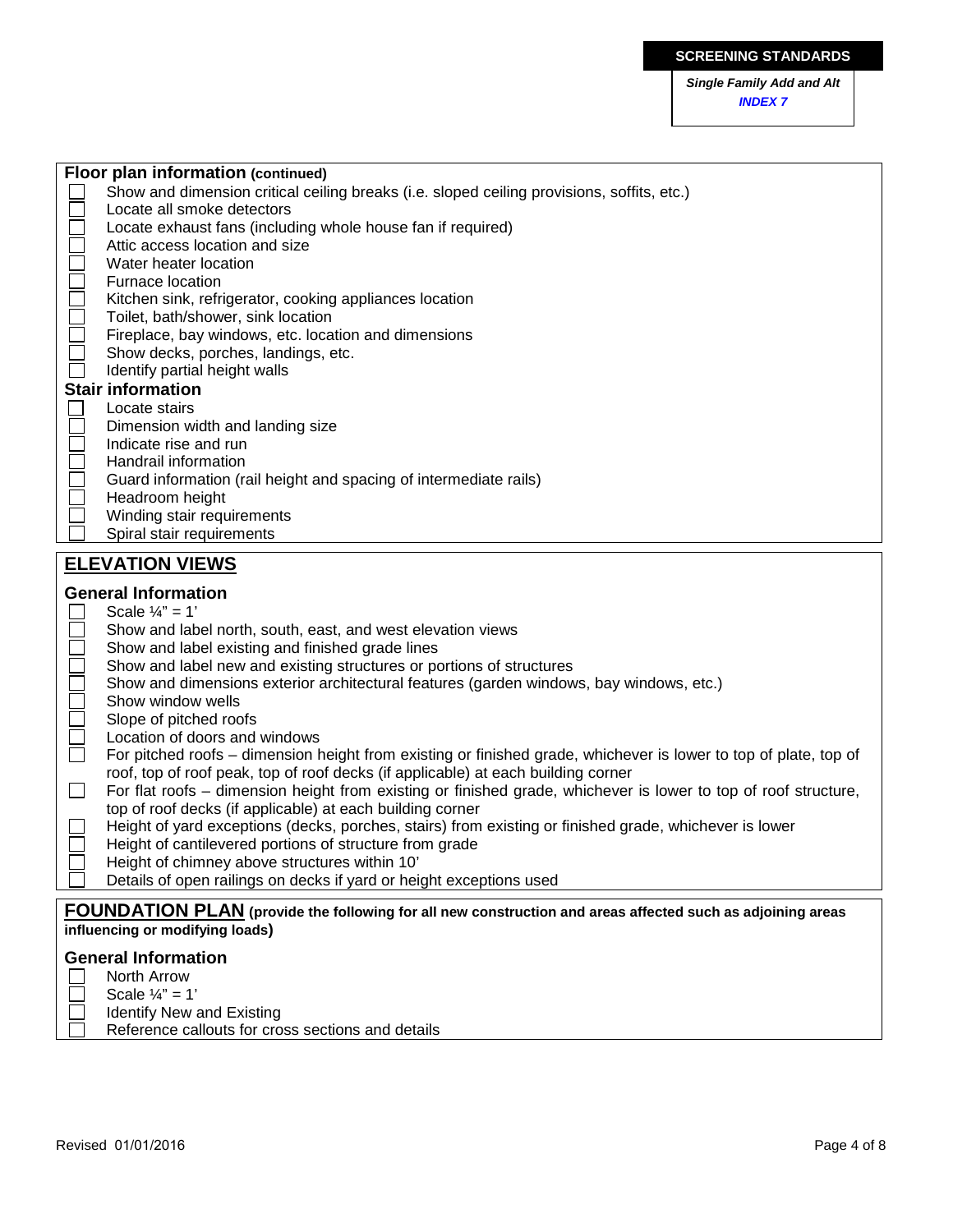**SCREENING STANDARDS**

***Single Family Add and Alt***
***INDEX 7***

### Floor plan information (continued)

- [ ] Show and dimension critical ceiling breaks (i.e. sloped ceiling provisions, soffits, etc.)
- [ ] Locate all smoke detectors
- [ ] Locate exhaust fans (including whole house fan if required)
- [ ] Attic access location and size
- [ ] Water heater location
- [ ] Furnace location
- [ ] Kitchen sink, refrigerator, cooking appliances location
- [ ] Toilet, bath/shower, sink location
- [ ] Fireplace, bay windows, etc. location and dimensions
- [ ] Show decks, porches, landings, etc.
- [ ] Identify partial height walls

### Stair information

- [ ] Locate stairs
- [ ] Dimension width and landing size
- [ ] Indicate rise and run
- [ ] Handrail information
- [ ] Guard information (rail height and spacing of intermediate rails)
- [ ] Headroom height
- [ ] Winding stair requirements
- [ ] Spiral stair requirements

## ELEVATION VIEWS

### General Information

- [ ] Scale ¼" = 1'
- [ ] Show and label north, south, east, and west elevation views
- [ ] Show and label existing and finished grade lines
- [ ] Show and label new and existing structures or portions of structures
- [ ] Show and dimensions exterior architectural features (garden windows, bay windows, etc.)
- [ ] Show window wells
- [ ] Slope of pitched roofs
- [ ] Location of doors and windows
- [ ] For pitched roofs – dimension height from existing or finished grade, whichever is lower to top of plate, top of roof, top of roof peak, top of roof decks (if applicable) at each building corner
- [ ] For flat roofs – dimension height from existing or finished grade, whichever is lower to top of roof structure, top of roof decks (if applicable) at each building corner
- [ ] Height of yard exceptions (decks, porches, stairs) from existing or finished grade, whichever is lower
- [ ] Height of cantilevered portions of structure from grade
- [ ] Height of chimney above structures within 10'
- [ ] Details of open railings on decks if yard or height exceptions used

## FOUNDATION PLAN (provide the following for all new construction and areas affected such as adjoining areas influencing or modifying loads)

### General Information

- [ ] North Arrow
- [ ] Scale ¼" = 1'
- [ ] Identify New and Existing
- [ ] Reference callouts for cross sections and details

Revised 01/01/2016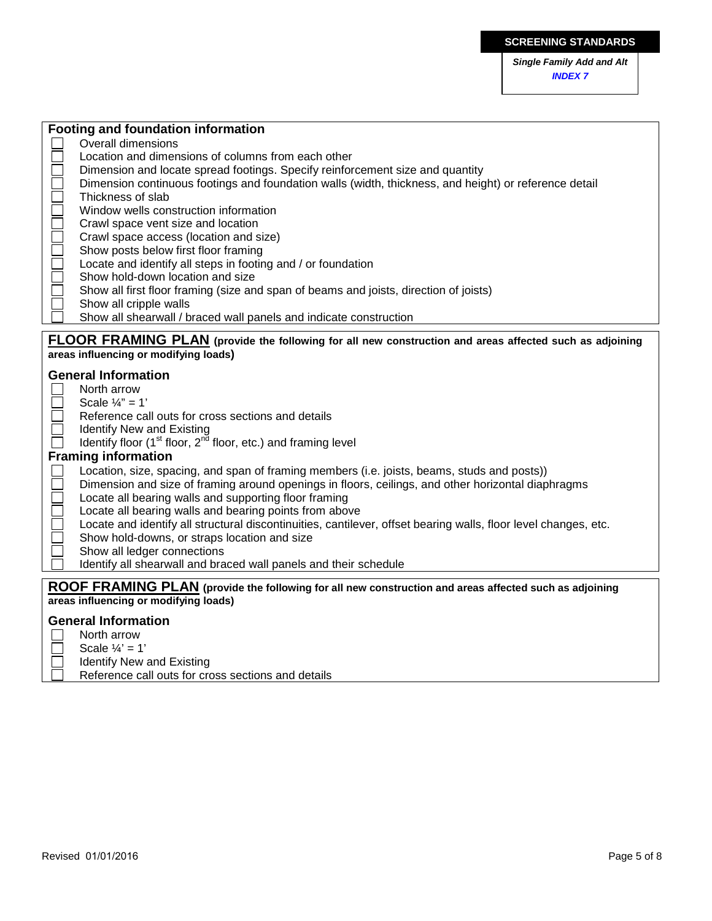**SCREENING STANDARDS**

***Single Family Add and Alt***
***INDEX 7***

## Footing and foundation information

- [ ] Overall dimensions
- [ ] Location and dimensions of columns from each other
- [ ] Dimension and locate spread footings. Specify reinforcement size and quantity
- [ ] Dimension continuous footings and foundation walls (width, thickness, and height) or reference detail
- [ ] Thickness of slab
- [ ] Window wells construction information
- [ ] Crawl space vent size and location
- [ ] Crawl space access (location and size)
- [ ] Show posts below first floor framing
- [ ] Locate and identify all steps in footing and / or foundation
- [ ] Show hold-down location and size
- [ ] Show all first floor framing (size and span of beams and joists, direction of joists)
- [ ] Show all cripple walls
- [ ] Show all shearwall / braced wall panels and indicate construction

## FLOOR FRAMING PLAN **(provide the following for all new construction and areas affected such as adjoining areas influencing or modifying loads)**

### General Information

- [ ] North arrow
- [ ] Scale ¼" = 1'
- [ ] Reference call outs for cross sections and details
- [ ] Identify New and Existing
- [ ] Identify floor (1st floor, 2nd floor, etc.) and framing level

### Framing information

- [ ] Location, size, spacing, and span of framing members (i.e. joists, beams, studs and posts))
- [ ] Dimension and size of framing around openings in floors, ceilings, and other horizontal diaphragms
- [ ] Locate all bearing walls and supporting floor framing
- [ ] Locate all bearing walls and bearing points from above
- [ ] Locate and identify all structural discontinuities, cantilever, offset bearing walls, floor level changes, etc.
- [ ] Show hold-downs, or straps location and size
- [ ] Show all ledger connections
- [ ] Identify all shearwall and braced wall panels and their schedule

## ROOF FRAMING PLAN **(provide the following for all new construction and areas affected such as adjoining areas influencing or modifying loads)**

### General Information

- [ ] North arrow
- [ ] Scale ¼' = 1'
- [ ] Identify New and Existing
- [ ] Reference call outs for cross sections and details

Revised 01/01/2016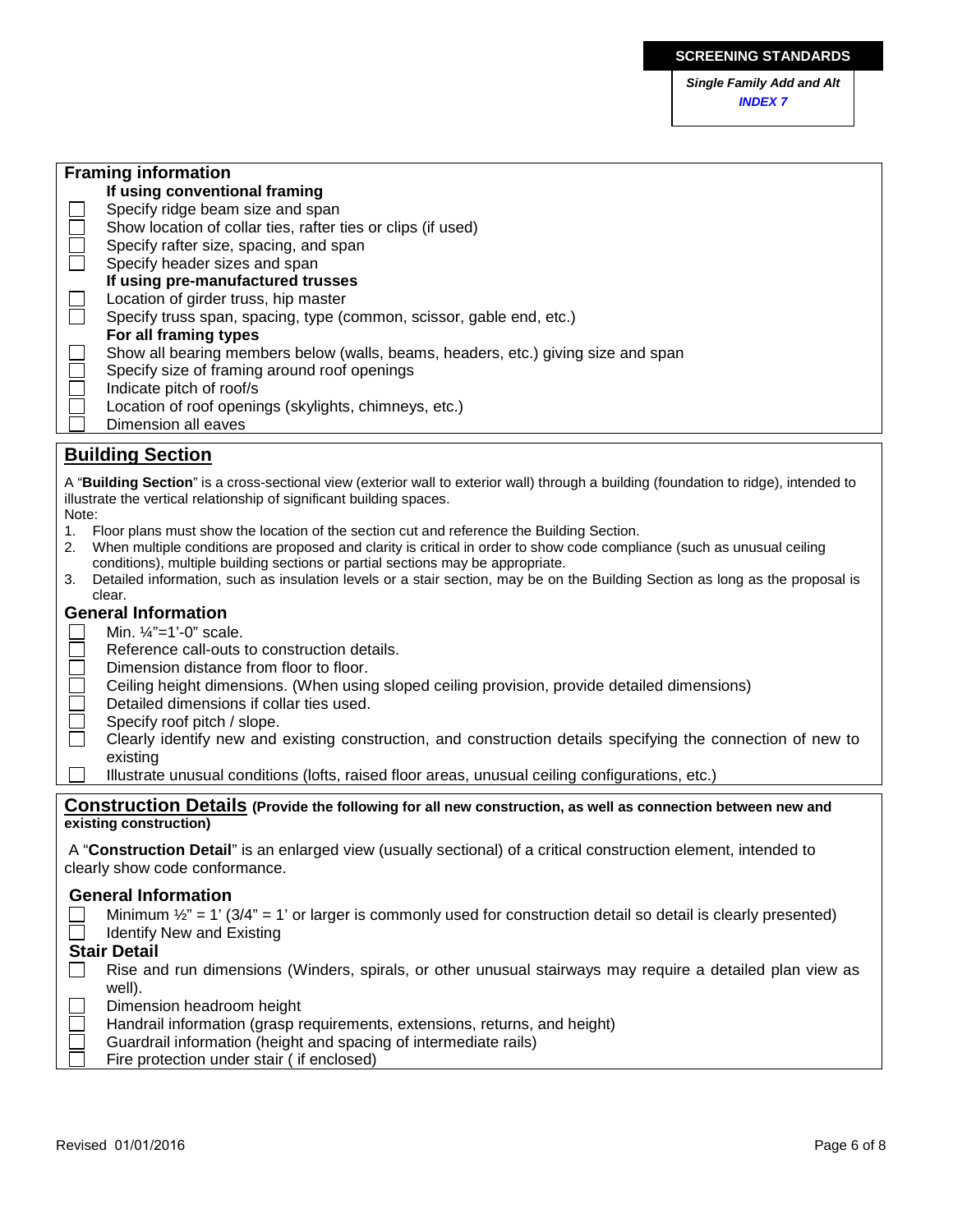**SCREENING STANDARDS**

***Single Family Add and Alt***
***INDEX 7***

## Framing information

**If using conventional framing**

- [ ] Specify ridge beam size and span
- [ ] Show location of collar ties, rafter ties or clips (if used)
- [ ] Specify rafter size, spacing, and span
- [ ] Specify header sizes and span

**If using pre-manufactured trusses**

- [ ] Location of girder truss, hip master
- [ ] Specify truss span, spacing, type (common, scissor, gable end, etc.)

**For all framing types**

- [ ] Show all bearing members below (walls, beams, headers, etc.) giving size and span
- [ ] Specify size of framing around roof openings
- [ ] Indicate pitch of roof/s
- [ ] Location of roof openings (skylights, chimneys, etc.)
- [ ] Dimension all eaves

## Building Section

A "**Building Section**" is a cross-sectional view (exterior wall to exterior wall) through a building (foundation to ridge), intended to illustrate the vertical relationship of significant building spaces.

Note:

1. Floor plans must show the location of the section cut and reference the Building Section.
2. When multiple conditions are proposed and clarity is critical in order to show code compliance (such as unusual ceiling conditions), multiple building sections or partial sections may be appropriate.
3. Detailed information, such as insulation levels or a stair section, may be on the Building Section as long as the proposal is clear.

### General Information

- [ ] Min. ¼"=1'-0" scale.
- [ ] Reference call-outs to construction details.
- [ ] Dimension distance from floor to floor.
- [ ] Ceiling height dimensions. (When using sloped ceiling provision, provide detailed dimensions)
- [ ] Detailed dimensions if collar ties used.
- [ ] Specify roof pitch / slope.
- [ ] Clearly identify new and existing construction, and construction details specifying the connection of new to existing
- [ ] Illustrate unusual conditions (lofts, raised floor areas, unusual ceiling configurations, etc.)

## Construction Details **(Provide the following for all new construction, as well as connection between new and existing construction)**

A "**Construction Detail**" is an enlarged view (usually sectional) of a critical construction element, intended to clearly show code conformance.

### General Information

- [ ] Minimum ½" = 1' (3/4" = 1' or larger is commonly used for construction detail so detail is clearly presented)
- [ ] Identify New and Existing

### Stair Detail

- [ ] Rise and run dimensions (Winders, spirals, or other unusual stairways may require a detailed plan view as well).
- [ ] Dimension headroom height
- [ ] Handrail information (grasp requirements, extensions, returns, and height)
- [ ] Guardrail information (height and spacing of intermediate rails)
- [ ] Fire protection under stair ( if enclosed)

Revised 01/01/2016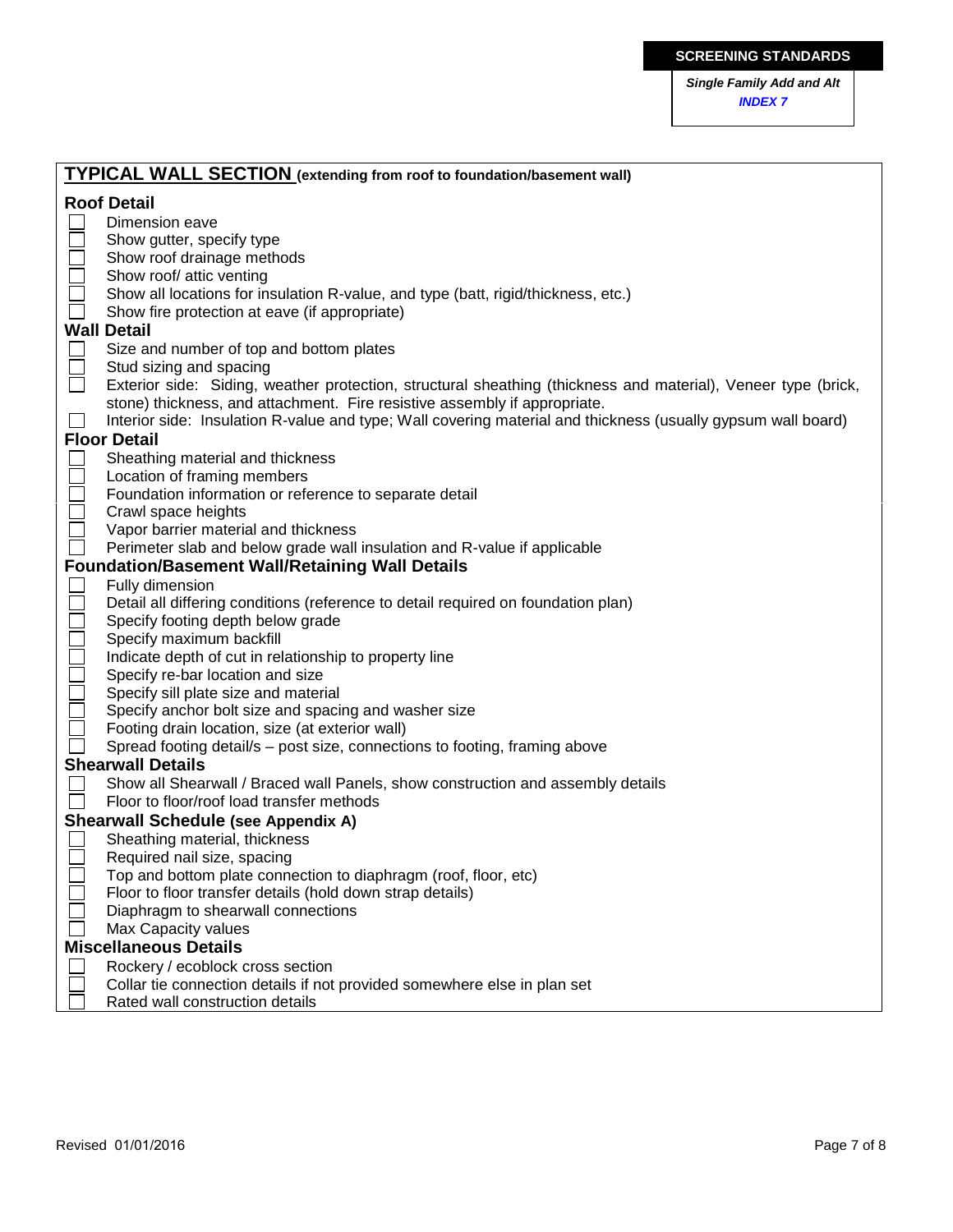**SCREENING STANDARDS**

*Single Family Add and Alt*
*INDEX 7*

## TYPICAL WALL SECTION (extending from roof to foundation/basement wall)

### Roof Detail

- [ ] Dimension eave
- [ ] Show gutter, specify type
- [ ] Show roof drainage methods
- [ ] Show roof/ attic venting
- [ ] Show all locations for insulation R-value, and type (batt, rigid/thickness, etc.)
- [ ] Show fire protection at eave (if appropriate)

### Wall Detail

- [ ] Size and number of top and bottom plates
- [ ] Stud sizing and spacing
- [ ] Exterior side: Siding, weather protection, structural sheathing (thickness and material), Veneer type (brick, stone) thickness, and attachment. Fire resistive assembly if appropriate.
- [ ] Interior side: Insulation R-value and type; Wall covering material and thickness (usually gypsum wall board)

### Floor Detail

- [ ] Sheathing material and thickness
- [ ] Location of framing members
- [ ] Foundation information or reference to separate detail
- [ ] Crawl space heights
- [ ] Vapor barrier material and thickness
- [ ] Perimeter slab and below grade wall insulation and R-value if applicable

### Foundation/Basement Wall/Retaining Wall Details

- [ ] Fully dimension
- [ ] Detail all differing conditions (reference to detail required on foundation plan)
- [ ] Specify footing depth below grade
- [ ] Specify maximum backfill
- [ ] Indicate depth of cut in relationship to property line
- [ ] Specify re-bar location and size
- [ ] Specify sill plate size and material
- [ ] Specify anchor bolt size and spacing and washer size
- [ ] Footing drain location, size (at exterior wall)
- [ ] Spread footing detail/s – post size, connections to footing, framing above

### Shearwall Details

- [ ] Show all Shearwall / Braced wall Panels, show construction and assembly details
- [ ] Floor to floor/roof load transfer methods

### Shearwall Schedule (see Appendix A)

- [ ] Sheathing material, thickness
- [ ] Required nail size, spacing
- [ ] Top and bottom plate connection to diaphragm (roof, floor, etc)
- [ ] Floor to floor transfer details (hold down strap details)
- [ ] Diaphragm to shearwall connections
- [ ] Max Capacity values

### Miscellaneous Details

- [ ] Rockery / ecoblock cross section
- [ ] Collar tie connection details if not provided somewhere else in plan set
- [ ] Rated wall construction details

Revised 01/01/2016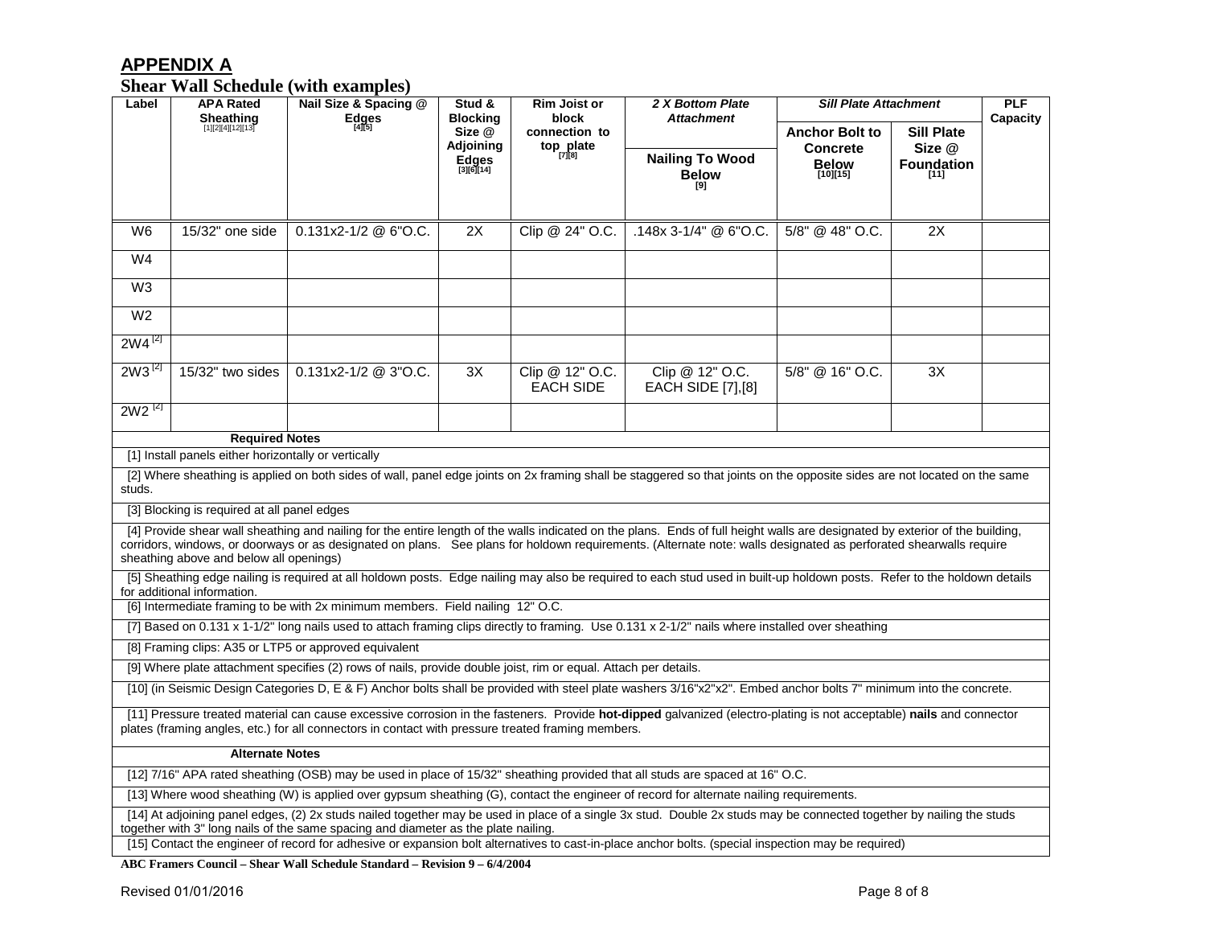## APPENDIX A

### Shear Wall Schedule (with examples)

| Label | APA Rated Sheathing [1][2][4][12][13] | Nail Size & Spacing @ Edges [4][5] | Stud & Blocking Size @ Adjoining Edges [3][6][14] | Rim Joist or block connection to top plate [7][8] | *2 X Bottom Plate Attachment* | *Sill Plate Attachment* | | PLF Capacity |
|---|---|---|---|---|---|---|---|---|
| | | | | | Nailing To Wood Below [9] | Anchor Bolt to Concrete Below [10][15] | Sill Plate Size @ Foundation [11] | |
| W6 | 15/32" one side | 0.131x2-1/2 @ 6"O.C. | 2X | Clip @ 24" O.C. | .148x 3-1/4" @ 6"O.C. | 5/8" @ 48" O.C. | 2X | |
| W4 | | | | | | | | |
| W3 | | | | | | | | |
| W2 | | | | | | | | |
| 2W4 [2] | | | | | | | | |
| 2W3 [2] | 15/32" two sides | 0.131x2-1/2 @ 3"O.C. | 3X | Clip @ 12" O.C. EACH SIDE | Clip @ 12" O.C. EACH SIDE [7],[8] | 5/8" @ 16" O.C. | 3X | |
| 2W2 [2] | | | | | | | | |

**Required Notes**

[1] Install panels either horizontally or vertically

[2] Where sheathing is applied on both sides of wall, panel edge joints on 2x framing shall be staggered so that joints on the opposite sides are not located on the same studs.

[3] Blocking is required at all panel edges

[4] Provide shear wall sheathing and nailing for the entire length of the walls indicated on the plans. Ends of full height walls are designated by exterior of the building, corridors, windows, or doorways or as designated on plans. See plans for holdown requirements. (Alternate note: walls designated as perforated shearwalls require sheathing above and below all openings)

[5] Sheathing edge nailing is required at all holdown posts. Edge nailing may also be required to each stud used in built-up holdown posts. Refer to the holdown details for additional information.

[6] Intermediate framing to be with 2x minimum members. Field nailing 12" O.C.

[7] Based on 0.131 x 1-1/2" long nails used to attach framing clips directly to framing. Use 0.131 x 2-1/2" nails where installed over sheathing

[8] Framing clips: A35 or LTP5 or approved equivalent

[9] Where plate attachment specifies (2) rows of nails, provide double joist, rim or equal. Attach per details.

[10] (in Seismic Design Categories D, E & F) Anchor bolts shall be provided with steel plate washers 3/16"x2"x2". Embed anchor bolts 7" minimum into the concrete.

[11] Pressure treated material can cause excessive corrosion in the fasteners. Provide **hot-dipped** galvanized (electro-plating is not acceptable) **nails** and connector plates (framing angles, etc.) for all connectors in contact with pressure treated framing members.

**Alternate Notes**

[12] 7/16" APA rated sheathing (OSB) may be used in place of 15/32" sheathing provided that all studs are spaced at 16" O.C.

[13] Where wood sheathing (W) is applied over gypsum sheathing (G), contact the engineer of record for alternate nailing requirements.

[14] At adjoining panel edges, (2) 2x studs nailed together may be used in place of a single 3x stud. Double 2x studs may be connected together by nailing the studs together with 3" long nails of the same spacing and diameter as the plate nailing.

[15] Contact the engineer of record for adhesive or expansion bolt alternatives to cast-in-place anchor bolts. (special inspection may be required)

**ABC Framers Council – Shear Wall Schedule Standard – Revision 9 – 6/4/2004**

Revised 01/01/2016